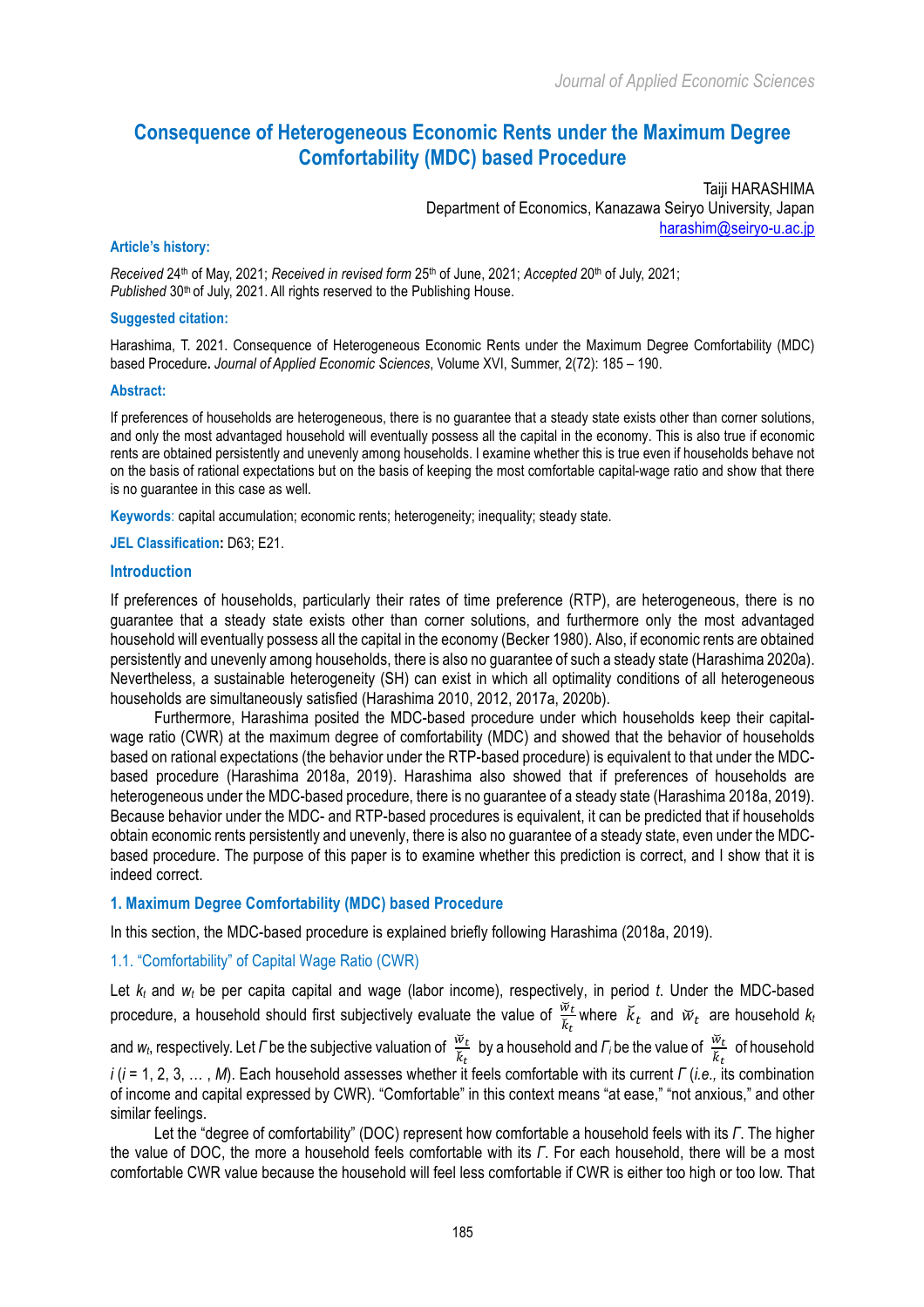# Consequence of Heterogeneous Economic Rents under the Maximum Degree Comfortability (MDC) based Procedure

Taiji HARASHIMA
Department of Economics, Kanazawa Seiryo University, Japan
harashim@seiryo-u.ac.jp

**Article's history:**

*Received* 24th of May, 2021; *Received in revised form* 25th of June, 2021; *Accepted* 20th of July, 2021; *Published* 30th of July, 2021. All rights reserved to the Publishing House.

**Suggested citation:**

Harashima, T. 2021. Consequence of Heterogeneous Economic Rents under the Maximum Degree Comfortability (MDC) based Procedure. *Journal of Applied Economic Sciences*, Volume XVI, Summer, 2(72): 185 – 190.

**Abstract:**

If preferences of households are heterogeneous, there is no guarantee that a steady state exists other than corner solutions, and only the most advantaged household will eventually possess all the capital in the economy. This is also true if economic rents are obtained persistently and unevenly among households. I examine whether this is true even if households behave not on the basis of rational expectations but on the basis of keeping the most comfortable capital-wage ratio and show that there is no guarantee in this case as well.

**Keywords**: capital accumulation; economic rents; heterogeneity; inequality; steady state.

**JEL Classification:** D63; E21.

## Introduction

If preferences of households, particularly their rates of time preference (RTP), are heterogeneous, there is no guarantee that a steady state exists other than corner solutions, and furthermore only the most advantaged household will eventually possess all the capital in the economy (Becker 1980). Also, if economic rents are obtained persistently and unevenly among households, there is also no guarantee of such a steady state (Harashima 2020a). Nevertheless, a sustainable heterogeneity (SH) can exist in which all optimality conditions of all heterogeneous households are simultaneously satisfied (Harashima 2010, 2012, 2017a, 2020b).

Furthermore, Harashima posited the MDC-based procedure under which households keep their capital-wage ratio (CWR) at the maximum degree of comfortability (MDC) and showed that the behavior of households based on rational expectations (the behavior under the RTP-based procedure) is equivalent to that under the MDC-based procedure (Harashima 2018a, 2019). Harashima also showed that if preferences of households are heterogeneous under the MDC-based procedure, there is no guarantee of a steady state (Harashima 2018a, 2019). Because behavior under the MDC- and RTP-based procedures is equivalent, it can be predicted that if households obtain economic rents persistently and unevenly, there is also no guarantee of a steady state, even under the MDC-based procedure. The purpose of this paper is to examine whether this prediction is correct, and I show that it is indeed correct.

## 1. Maximum Degree Comfortability (MDC) based Procedure

In this section, the MDC-based procedure is explained briefly following Harashima (2018a, 2019).

### 1.1. "Comfortability" of Capital Wage Ratio (CWR)

Let $k_t$ and $w_t$ be per capita capital and wage (labor income), respectively, in period $t$. Under the MDC-based procedure, a household should first subjectively evaluate the value of $\frac{\breve{w}_t}{\breve{k}_t}$ where $\breve{k}_t$ and $\breve{w}_t$ are household $k_t$ and $w_t$, respectively. Let $\Gamma$ be the subjective valuation of $\frac{\breve{w}_t}{\breve{k}_t}$ by a household and $\Gamma_i$ be the value of $\frac{\breve{w}_t}{\breve{k}_t}$ of household $i$ ($i$ = 1, 2, 3, … , $M$). Each household assesses whether it feels comfortable with its current $\Gamma$ (*i.e.,* its combination of income and capital expressed by CWR). "Comfortable" in this context means "at ease," "not anxious," and other similar feelings.

Let the "degree of comfortability" (DOC) represent how comfortable a household feels with its $\Gamma$. The higher the value of DOC, the more a household feels comfortable with its $\Gamma$. For each household, there will be a most comfortable CWR value because the household will feel less comfortable if CWR is either too high or too low. That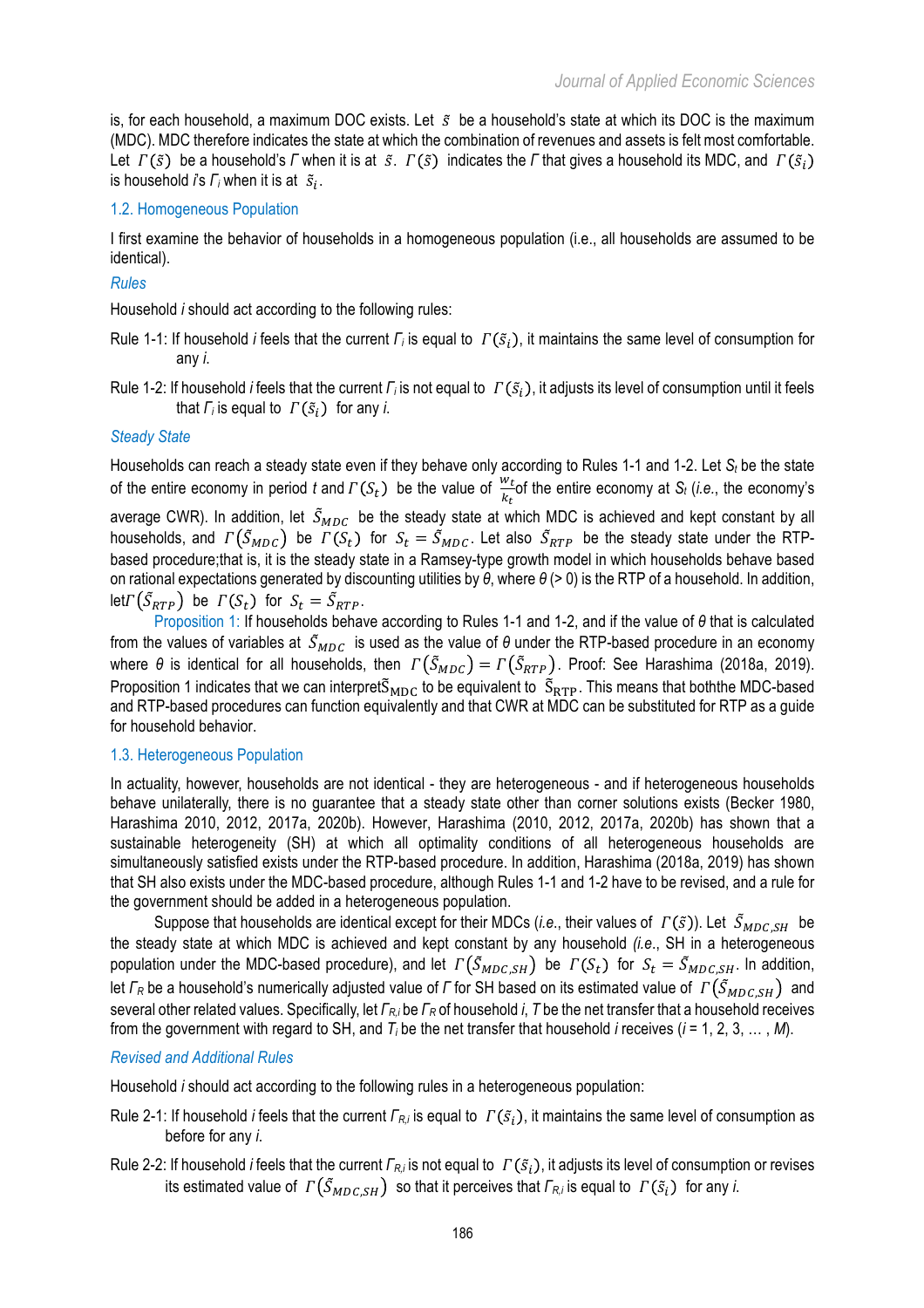is, for each household, a maximum DOC exists. Let $\tilde{s}$ be a household's state at which its DOC is the maximum (MDC). MDC therefore indicates the state at which the combination of revenues and assets is felt most comfortable. Let $\Gamma(\tilde{s})$ be a household's $\Gamma$ when it is at $\tilde{s}$. $\Gamma(\tilde{s})$ indicates the $\Gamma$ that gives a household its MDC, and $\Gamma(\tilde{s}_i)$ is household $i$'s $\Gamma_i$ when it is at $\tilde{s}_i$.

### 1.2. Homogeneous Population

I first examine the behavior of households in a homogeneous population (i.e., all households are assumed to be identical).

*Rules*

Household *i* should act according to the following rules:

Rule 1-1: If household *i* feels that the current $\Gamma_i$ is equal to $\Gamma(\tilde{s}_i)$, it maintains the same level of consumption for any *i*.

Rule 1-2: If household *i* feels that the current $\Gamma_i$ is not equal to $\Gamma(\tilde{s}_i)$, it adjusts its level of consumption until it feels that $\Gamma_i$ is equal to $\Gamma(\tilde{s}_i)$ for any *i*.

*Steady State*

Households can reach a steady state even if they behave only according to Rules 1-1 and 1-2. Let $S_t$ be the state of the entire economy in period *t* and $\Gamma(S_t)$ be the value of $\frac{w_t}{k_t}$of the entire economy at $S_t$ (*i.e.*, the economy's average CWR). In addition, let $\tilde{S}_{MDC}$ be the steady state at which MDC is achieved and kept constant by all households, and $\Gamma(\tilde{S}_{MDC})$ be $\Gamma(S_t)$ for $S_t = \tilde{S}_{MDC}$. Let also $\tilde{S}_{RTP}$ be the steady state under the RTP-based procedure;that is, it is the steady state in a Ramsey-type growth model in which households behave based on rational expectations generated by discounting utilities by $\theta$, where $\theta$ (> 0) is the RTP of a household. In addition, let$\Gamma(\tilde{S}_{RTP})$ be $\Gamma(S_t)$ for $S_t = \tilde{S}_{RTP}$.

Proposition 1: If households behave according to Rules 1-1 and 1-2, and if the value of $\theta$ that is calculated from the values of variables at $\tilde{S}_{MDC}$ is used as the value of $\theta$ under the RTP-based procedure in an economy where $\theta$ is identical for all households, then $\Gamma(\tilde{S}_{MDC}) = \Gamma(\tilde{S}_{RTP})$. Proof: See Harashima (2018a, 2019). Proposition 1 indicates that we can interpret$\tilde{S}_{MDC}$ to be equivalent to $\tilde{S}_{RTP}$. This means that boththe MDC-based and RTP-based procedures can function equivalently and that CWR at MDC can be substituted for RTP as a guide for household behavior.

### 1.3. Heterogeneous Population

In actuality, however, households are not identical - they are heterogeneous - and if heterogeneous households behave unilaterally, there is no guarantee that a steady state other than corner solutions exists (Becker 1980, Harashima 2010, 2012, 2017a, 2020b). However, Harashima (2010, 2012, 2017a, 2020b) has shown that a sustainable heterogeneity (SH) at which all optimality conditions of all heterogeneous households are simultaneously satisfied exists under the RTP-based procedure. In addition, Harashima (2018a, 2019) has shown that SH also exists under the MDC-based procedure, although Rules 1-1 and 1-2 have to be revised, and a rule for the government should be added in a heterogeneous population.

Suppose that households are identical except for their MDCs (*i.e.*, their values of $\Gamma(\tilde{s})$). Let $\tilde{S}_{MDC,SH}$ be the steady state at which MDC is achieved and kept constant by any household (*i.e.*, SH in a heterogeneous population under the MDC-based procedure), and let $\Gamma(\tilde{S}_{MDC,SH})$ be $\Gamma(S_t)$ for $S_t = \tilde{S}_{MDC,SH}$. In addition, let $\Gamma_R$ be a household's numerically adjusted value of $\Gamma$ for SH based on its estimated value of $\Gamma(\tilde{S}_{MDC,SH})$ and several other related values. Specifically, let $\Gamma_{R,i}$ be $\Gamma_R$ of household *i*, *T* be the net transfer that a household receives from the government with regard to SH, and $T_i$ be the net transfer that household *i* receives (*i* = 1, 2, 3, … , *M*).

*Revised and Additional Rules*

Household *i* should act according to the following rules in a heterogeneous population:

Rule 2-1: If household *i* feels that the current $\Gamma_{R,i}$ is equal to $\Gamma(\tilde{s}_i)$, it maintains the same level of consumption as before for any *i*.

Rule 2-2: If household *i* feels that the current $\Gamma_{R,i}$ is not equal to $\Gamma(\tilde{s}_i)$, it adjusts its level of consumption or revises its estimated value of $\Gamma(\tilde{S}_{MDC,SH})$ so that it perceives that $\Gamma_{R,i}$ is equal to $\Gamma(\tilde{s}_i)$ for any *i*.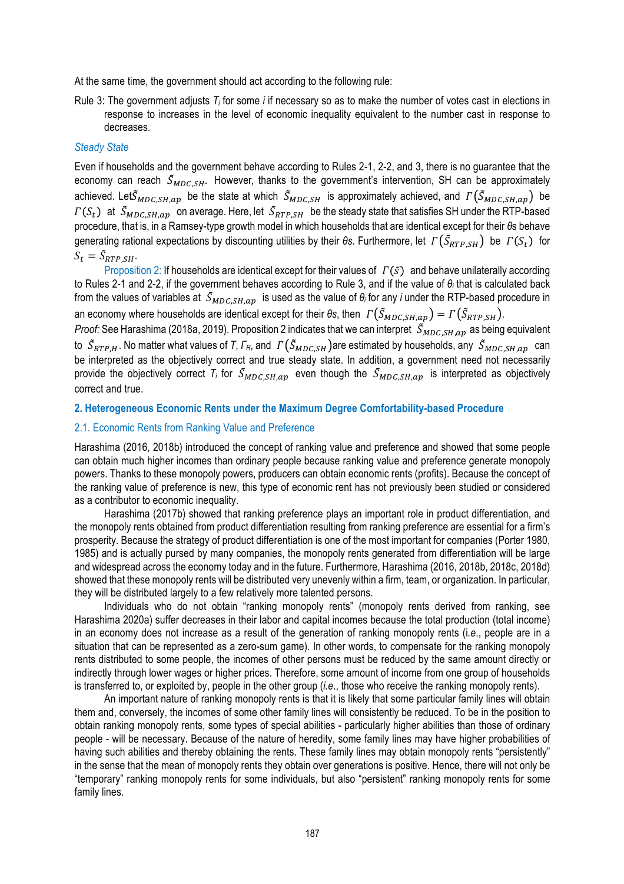At the same time, the government should act according to the following rule:

Rule 3: The government adjusts $T_i$ for some $i$ if necessary so as to make the number of votes cast in elections in response to increases in the level of economic inequality equivalent to the number cast in response to decreases.

### *Steady State*

Even if households and the government behave according to Rules 2-1, 2-2, and 3, there is no guarantee that the economy can reach $\tilde{S}_{MDC,SH}$. However, thanks to the government's intervention, SH can be approximately achieved. Let $\tilde{S}_{MDC,SH,ap}$ be the state at which $\tilde{S}_{MDC,SH}$ is approximately achieved, and $\Gamma(\tilde{S}_{MDC,SH,ap})$ be $\Gamma(S_t)$ at $\tilde{S}_{MDC,SH,ap}$ on average. Here, let $\tilde{S}_{RTP,SH}$ be the steady state that satisfies SH under the RTP-based procedure, that is, in a Ramsey-type growth model in which households that are identical except for their $\theta$s behave generating rational expectations by discounting utilities by their $\theta$s. Furthermore, let $\Gamma(\tilde{S}_{RTP,SH})$ be $\Gamma(S_t)$ for $S_t = \tilde{S}_{RTP,SH}$.

Proposition 2: If households are identical except for their values of $\Gamma(\tilde{s})$ and behave unilaterally according to Rules 2-1 and 2-2, if the government behaves according to Rule 3, and if the value of $\theta_i$ that is calculated back from the values of variables at $\tilde{S}_{MDC,SH,ap}$ is used as the value of $\theta_i$ for any $i$ under the RTP-based procedure in an economy where households are identical except for their $\theta$s, then $\Gamma(\tilde{S}_{MDC,SH,ap}) = \Gamma(\tilde{S}_{RTP,SH})$.

*Proof:* See Harashima (2018a, 2019). Proposition 2 indicates that we can interpret $\tilde{S}_{MDC,SH,ap}$ as being equivalent to $\tilde{S}_{RTP,H}$. No matter what values of $T$, $\Gamma_R$, and $\Gamma(\tilde{S}_{MDC,SH})$ are estimated by households, any $\tilde{S}_{MDC,SH,ap}$ can be interpreted as the objectively correct and true steady state. In addition, a government need not necessarily provide the objectively correct $T_i$ for $\tilde{S}_{MDC,SH,ap}$ even though the $\tilde{S}_{MDC,SH,ap}$ is interpreted as objectively correct and true.

## 2. Heterogeneous Economic Rents under the Maximum Degree Comfortability-based Procedure

### 2.1. Economic Rents from Ranking Value and Preference

Harashima (2016, 2018b) introduced the concept of ranking value and preference and showed that some people can obtain much higher incomes than ordinary people because ranking value and preference generate monopoly powers. Thanks to these monopoly powers, producers can obtain economic rents (profits). Because the concept of the ranking value of preference is new, this type of economic rent has not previously been studied or considered as a contributor to economic inequality.

Harashima (2017b) showed that ranking preference plays an important role in product differentiation, and the monopoly rents obtained from product differentiation resulting from ranking preference are essential for a firm's prosperity. Because the strategy of product differentiation is one of the most important for companies (Porter 1980, 1985) and is actually pursed by many companies, the monopoly rents generated from differentiation will be large and widespread across the economy today and in the future. Furthermore, Harashima (2016, 2018b, 2018c, 2018d) showed that these monopoly rents will be distributed very unevenly within a firm, team, or organization. In particular, they will be distributed largely to a few relatively more talented persons.

Individuals who do not obtain "ranking monopoly rents" (monopoly rents derived from ranking, see Harashima 2020a) suffer decreases in their labor and capital incomes because the total production (total income) in an economy does not increase as a result of the generation of ranking monopoly rents (*i.e*., people are in a situation that can be represented as a zero-sum game). In other words, to compensate for the ranking monopoly rents distributed to some people, the incomes of other persons must be reduced by the same amount directly or indirectly through lower wages or higher prices. Therefore, some amount of income from one group of households is transferred to, or exploited by, people in the other group (*i.e*., those who receive the ranking monopoly rents).

An important nature of ranking monopoly rents is that it is likely that some particular family lines will obtain them and, conversely, the incomes of some other family lines will consistently be reduced. To be in the position to obtain ranking monopoly rents, some types of special abilities - particularly higher abilities than those of ordinary people - will be necessary. Because of the nature of heredity, some family lines may have higher probabilities of having such abilities and thereby obtaining the rents. These family lines may obtain monopoly rents "persistently" in the sense that the mean of monopoly rents they obtain over generations is positive. Hence, there will not only be "temporary" ranking monopoly rents for some individuals, but also "persistent" ranking monopoly rents for some family lines.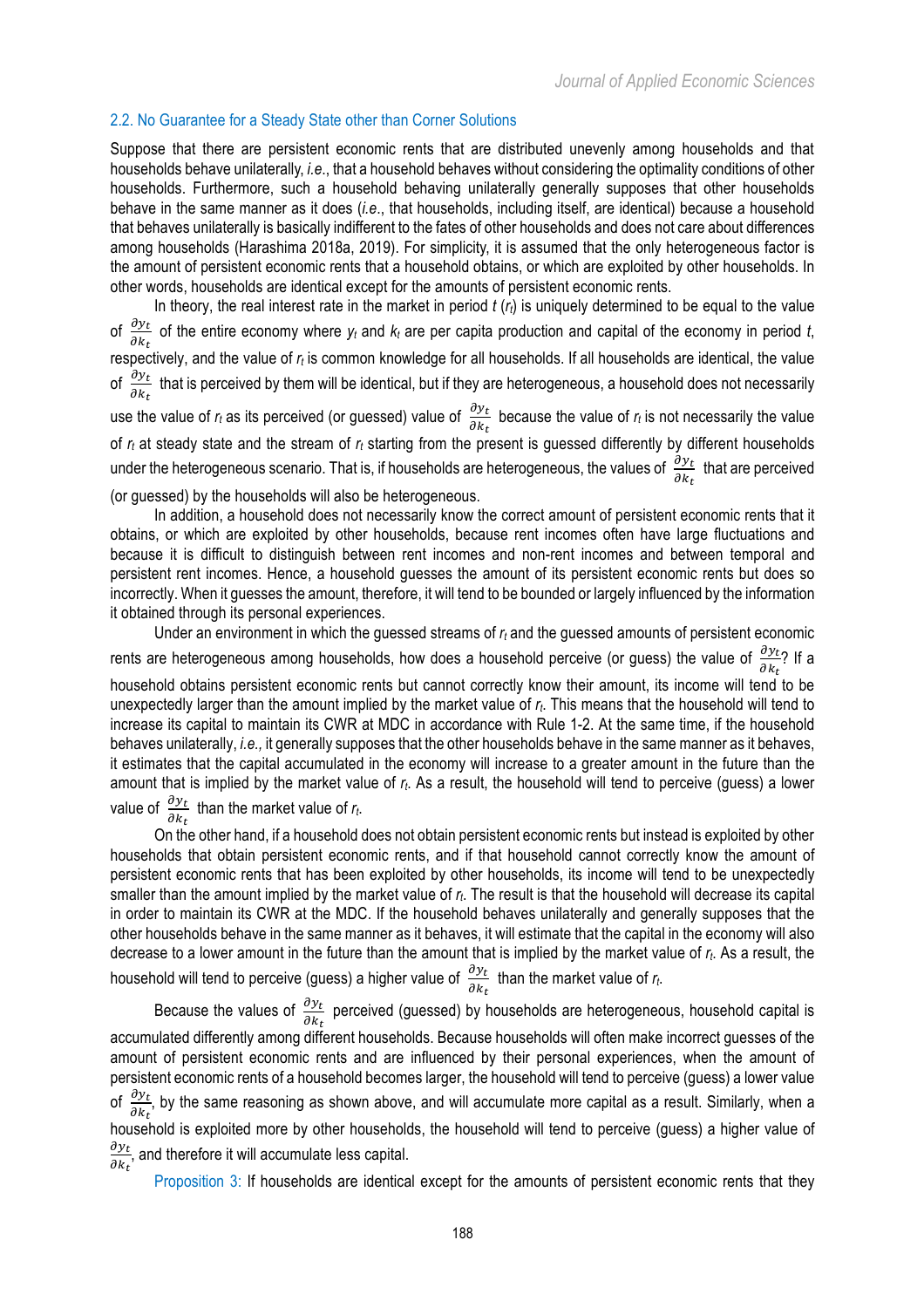### 2.2. No Guarantee for a Steady State other than Corner Solutions

Suppose that there are persistent economic rents that are distributed unevenly among households and that households behave unilaterally, *i.e.*, that a household behaves without considering the optimality conditions of other households. Furthermore, such a household behaving unilaterally generally supposes that other households behave in the same manner as it does (*i.e.*, that households, including itself, are identical) because a household that behaves unilaterally is basically indifferent to the fates of other households and does not care about differences among households (Harashima 2018a, 2019). For simplicity, it is assumed that the only heterogeneous factor is the amount of persistent economic rents that a household obtains, or which are exploited by other households. In other words, households are identical except for the amounts of persistent economic rents.

In theory, the real interest rate in the market in period $t$ ($r_t$) is uniquely determined to be equal to the value of $\frac{\partial y_t}{\partial k_t}$ of the entire economy where $y_t$ and $k_t$ are per capita production and capital of the economy in period $t$, respectively, and the value of $r_t$ is common knowledge for all households. If all households are identical, the value of $\frac{\partial y_t}{\partial k_t}$ that is perceived by them will be identical, but if they are heterogeneous, a household does not necessarily use the value of $r_t$ as its perceived (or guessed) value of $\frac{\partial y_t}{\partial k_t}$ because the value of $r_t$ is not necessarily the value of $r_t$ at steady state and the stream of $r_t$ starting from the present is guessed differently by different households under the heterogeneous scenario. That is, if households are heterogeneous, the values of $\frac{\partial y_t}{\partial k_t}$ that are perceived (or guessed) by the households will also be heterogeneous.

In addition, a household does not necessarily know the correct amount of persistent economic rents that it obtains, or which are exploited by other households, because rent incomes often have large fluctuations and because it is difficult to distinguish between rent incomes and non-rent incomes and between temporal and persistent rent incomes. Hence, a household guesses the amount of its persistent economic rents but does so incorrectly. When it guesses the amount, therefore, it will tend to be bounded or largely influenced by the information it obtained through its personal experiences.

Under an environment in which the guessed streams of $r_t$ and the guessed amounts of persistent economic rents are heterogeneous among households, how does a household perceive (or guess) the value of $\frac{\partial y_t}{\partial k_t}$? If a household obtains persistent economic rents but cannot correctly know their amount, its income will tend to be unexpectedly larger than the amount implied by the market value of $r_t$. This means that the household will tend to increase its capital to maintain its CWR at MDC in accordance with Rule 1-2. At the same time, if the household behaves unilaterally, *i.e.,* it generally supposes that the other households behave in the same manner as it behaves, it estimates that the capital accumulated in the economy will increase to a greater amount in the future than the amount that is implied by the market value of $r_t$. As a result, the household will tend to perceive (guess) a lower value of $\frac{\partial y_t}{\partial k_t}$ than the market value of $r_t$.

On the other hand, if a household does not obtain persistent economic rents but instead is exploited by other households that obtain persistent economic rents, and if that household cannot correctly know the amount of persistent economic rents that has been exploited by other households, its income will tend to be unexpectedly smaller than the amount implied by the market value of $r_t$. The result is that the household will decrease its capital in order to maintain its CWR at the MDC. If the household behaves unilaterally and generally supposes that the other households behave in the same manner as it behaves, it will estimate that the capital in the economy will also decrease to a lower amount in the future than the amount that is implied by the market value of $r_t$. As a result, the household will tend to perceive (guess) a higher value of $\frac{\partial y_t}{\partial k_t}$ than the market value of $r_t$.

Because the values of $\frac{\partial y_t}{\partial k_t}$ perceived (guessed) by households are heterogeneous, household capital is accumulated differently among different households. Because households will often make incorrect guesses of the amount of persistent economic rents and are influenced by their personal experiences, when the amount of persistent economic rents of a household becomes larger, the household will tend to perceive (guess) a lower value of $\frac{\partial y_t}{\partial k_t}$, by the same reasoning as shown above, and will accumulate more capital as a result. Similarly, when a household is exploited more by other households, the household will tend to perceive (guess) a higher value of $\frac{\partial y_t}{\partial k_t}$, and therefore it will accumulate less capital.

Proposition 3: If households are identical except for the amounts of persistent economic rents that they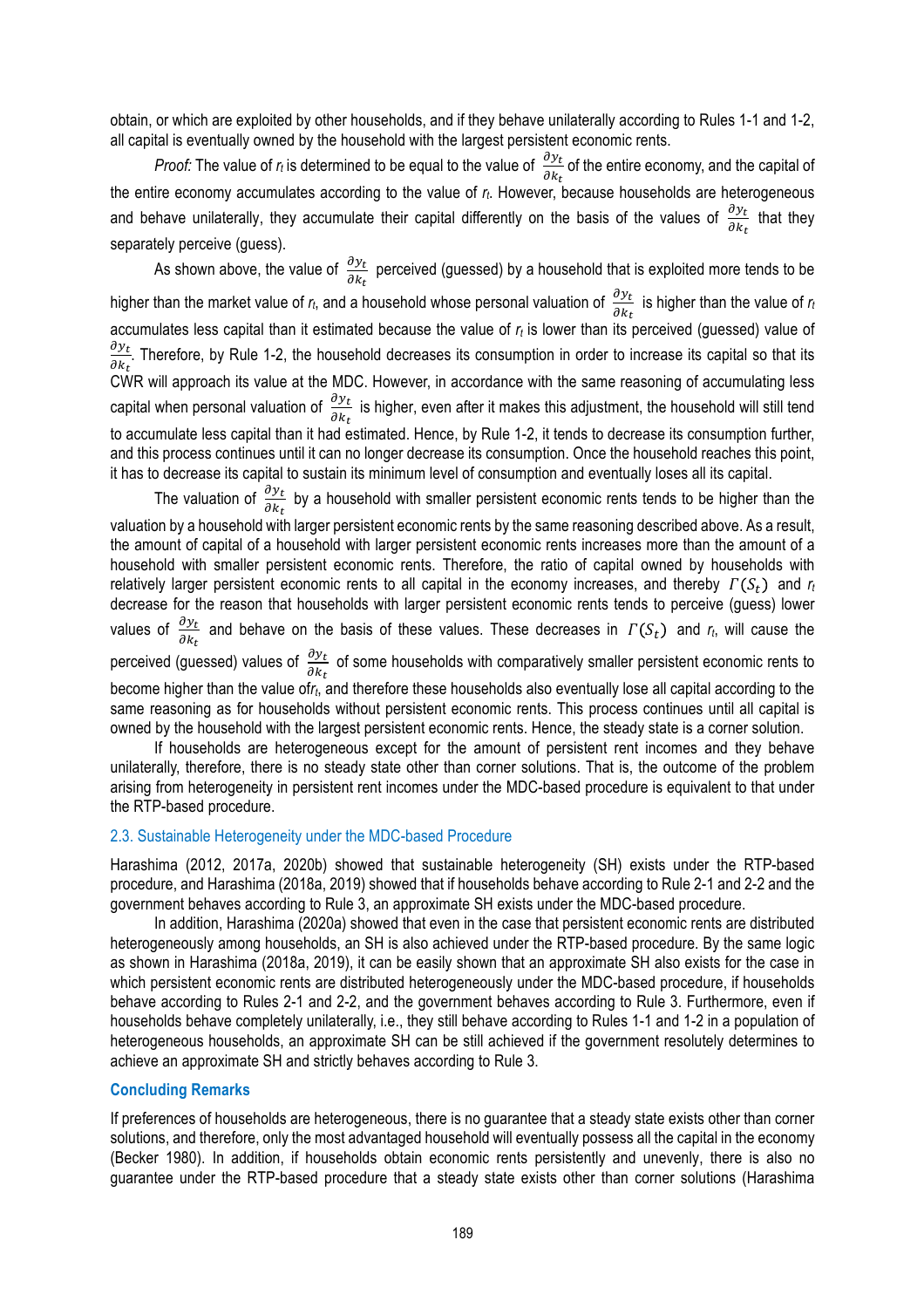obtain, or which are exploited by other households, and if they behave unilaterally according to Rules 1-1 and 1-2, all capital is eventually owned by the household with the largest persistent economic rents.

*Proof:* The value of $r_t$ is determined to be equal to the value of $\frac{\partial y_t}{\partial k_t}$ of the entire economy, and the capital of the entire economy accumulates according to the value of $r_t$. However, because households are heterogeneous and behave unilaterally, they accumulate their capital differently on the basis of the values of $\frac{\partial y_t}{\partial k_t}$ that they separately perceive (guess).

As shown above, the value of $\frac{\partial y_t}{\partial k_t}$ perceived (guessed) by a household that is exploited more tends to be higher than the market value of $r_t$, and a household whose personal valuation of $\frac{\partial y_t}{\partial k_t}$ is higher than the value of $r_t$ accumulates less capital than it estimated because the value of $r_t$ is lower than its perceived (guessed) value of $\frac{\partial y_t}{\partial k_t}$. Therefore, by Rule 1-2, the household decreases its consumption in order to increase its capital so that its CWR will approach its value at the MDC. However, in accordance with the same reasoning of accumulating less capital when personal valuation of $\frac{\partial y_t}{\partial k_t}$ is higher, even after it makes this adjustment, the household will still tend to accumulate less capital than it had estimated. Hence, by Rule 1-2, it tends to decrease its consumption further, and this process continues until it can no longer decrease its consumption. Once the household reaches this point, it has to decrease its capital to sustain its minimum level of consumption and eventually loses all its capital.

The valuation of $\frac{\partial y_t}{\partial k_t}$ by a household with smaller persistent economic rents tends to be higher than the valuation by a household with larger persistent economic rents by the same reasoning described above. As a result, the amount of capital of a household with larger persistent economic rents increases more than the amount of a household with smaller persistent economic rents. Therefore, the ratio of capital owned by households with relatively larger persistent economic rents to all capital in the economy increases, and thereby $\Gamma(S_t)$ and $r_t$ decrease for the reason that households with larger persistent economic rents tends to perceive (guess) lower values of $\frac{\partial y_t}{\partial k_t}$ and behave on the basis of these values. These decreases in $\Gamma(S_t)$ and $r_t$, will cause the perceived (guessed) values of $\frac{\partial y_t}{\partial k_t}$ of some households with comparatively smaller persistent economic rents to become higher than the value of$r_t$, and therefore these households also eventually lose all capital according to the same reasoning as for households without persistent economic rents. This process continues until all capital is owned by the household with the largest persistent economic rents. Hence, the steady state is a corner solution.

If households are heterogeneous except for the amount of persistent rent incomes and they behave unilaterally, therefore, there is no steady state other than corner solutions. That is, the outcome of the problem arising from heterogeneity in persistent rent incomes under the MDC-based procedure is equivalent to that under the RTP-based procedure.

## 2.3. Sustainable Heterogeneity under the MDC-based Procedure

Harashima (2012, 2017a, 2020b) showed that sustainable heterogeneity (SH) exists under the RTP-based procedure, and Harashima (2018a, 2019) showed that if households behave according to Rule 2-1 and 2-2 and the government behaves according to Rule 3, an approximate SH exists under the MDC-based procedure.

In addition, Harashima (2020a) showed that even in the case that persistent economic rents are distributed heterogeneously among households, an SH is also achieved under the RTP-based procedure. By the same logic as shown in Harashima (2018a, 2019), it can be easily shown that an approximate SH also exists for the case in which persistent economic rents are distributed heterogeneously under the MDC-based procedure, if households behave according to Rules 2-1 and 2-2, and the government behaves according to Rule 3. Furthermore, even if households behave completely unilaterally, i.e., they still behave according to Rules 1-1 and 1-2 in a population of heterogeneous households, an approximate SH can be still achieved if the government resolutely determines to achieve an approximate SH and strictly behaves according to Rule 3.

## Concluding Remarks

If preferences of households are heterogeneous, there is no guarantee that a steady state exists other than corner solutions, and therefore, only the most advantaged household will eventually possess all the capital in the economy (Becker 1980). In addition, if households obtain economic rents persistently and unevenly, there is also no guarantee under the RTP-based procedure that a steady state exists other than corner solutions (Harashima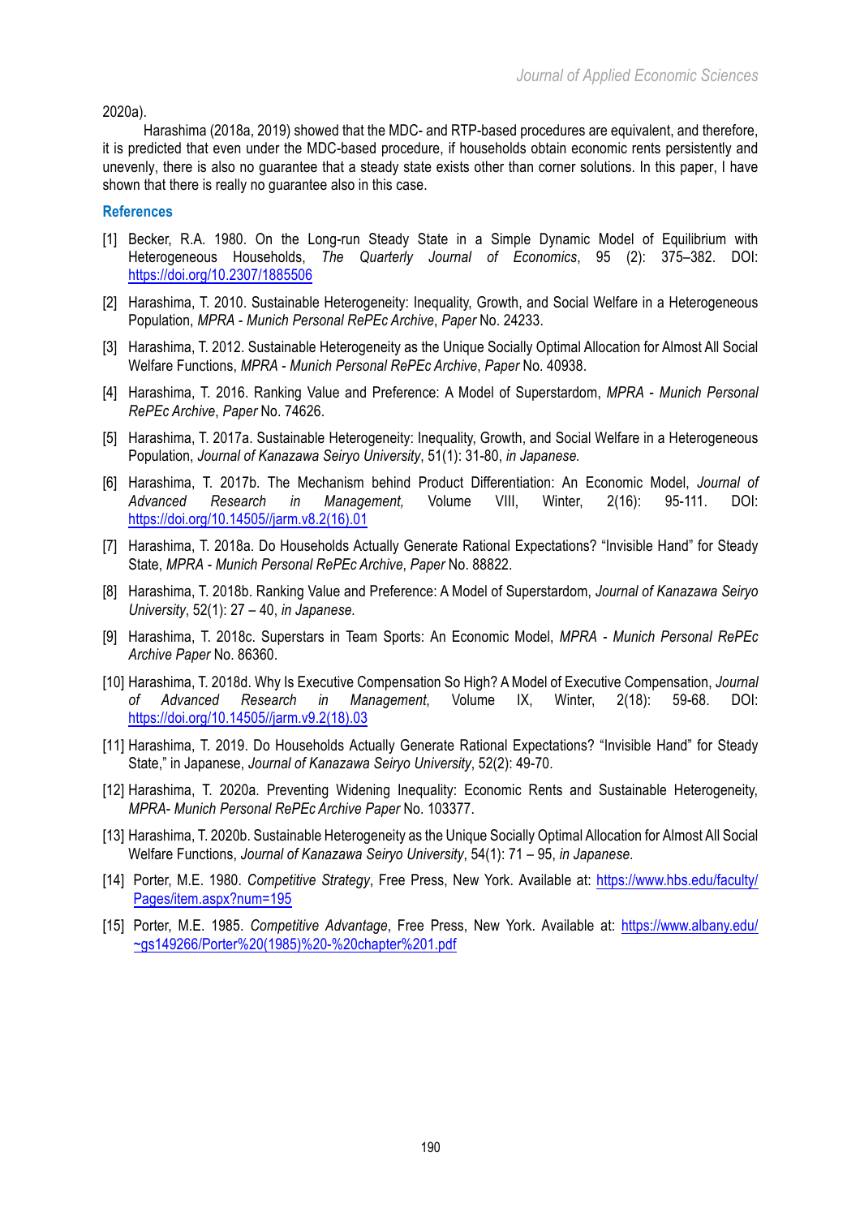2020a).

Harashima (2018a, 2019) showed that the MDC- and RTP-based procedures are equivalent, and therefore, it is predicted that even under the MDC-based procedure, if households obtain economic rents persistently and unevenly, there is also no guarantee that a steady state exists other than corner solutions. In this paper, I have shown that there is really no guarantee also in this case.

## References

[1] Becker, R.A. 1980. On the Long-run Steady State in a Simple Dynamic Model of Equilibrium with Heterogeneous Households, *The Quarterly Journal of Economics*, 95 (2): 375–382. DOI: https://doi.org/10.2307/1885506

[2] Harashima, T. 2010. Sustainable Heterogeneity: Inequality, Growth, and Social Welfare in a Heterogeneous Population, *MPRA - Munich Personal RePEc Archive*, *Paper* No. 24233.

[3] Harashima, T. 2012. Sustainable Heterogeneity as the Unique Socially Optimal Allocation for Almost All Social Welfare Functions, *MPRA - Munich Personal RePEc Archive*, *Paper* No. 40938.

[4] Harashima, T. 2016. Ranking Value and Preference: A Model of Superstardom, *MPRA - Munich Personal RePEc Archive*, *Paper* No. 74626.

[5] Harashima, T. 2017a. Sustainable Heterogeneity: Inequality, Growth, and Social Welfare in a Heterogeneous Population, *Journal of Kanazawa Seiryo University*, 51(1): 31-80, *in Japanese.*

[6] Harashima, T. 2017b. The Mechanism behind Product Differentiation: An Economic Model, *Journal of Advanced Research in Management,* Volume VIII, Winter, 2(16): 95-111. DOI: https://doi.org/10.14505//jarm.v8.2(16).01

[7] Harashima, T. 2018a. Do Households Actually Generate Rational Expectations? "Invisible Hand" for Steady State, *MPRA - Munich Personal RePEc Archive*, *Paper* No. 88822.

[8] Harashima, T. 2018b. Ranking Value and Preference: A Model of Superstardom, *Journal of Kanazawa Seiryo University*, 52(1): 27 – 40, *in Japanese.*

[9] Harashima, T. 2018c. Superstars in Team Sports: An Economic Model, *MPRA - Munich Personal RePEc Archive Paper* No. 86360.

[10] Harashima, T. 2018d. Why Is Executive Compensation So High? A Model of Executive Compensation, *Journal of Advanced Research in Management*, Volume IX, Winter, 2(18): 59-68. DOI: https://doi.org/10.14505//jarm.v9.2(18).03

[11] Harashima, T. 2019. Do Households Actually Generate Rational Expectations? "Invisible Hand" for Steady State," in Japanese, *Journal of Kanazawa Seiryo University*, 52(2): 49-70.

[12] Harashima, T. 2020a. Preventing Widening Inequality: Economic Rents and Sustainable Heterogeneity, *MPRA- Munich Personal RePEc Archive Paper* No. 103377.

[13] Harashima, T. 2020b. Sustainable Heterogeneity as the Unique Socially Optimal Allocation for Almost All Social Welfare Functions, *Journal of Kanazawa Seiryo University*, 54(1): 71 – 95, *in Japanese.*

[14] Porter, M.E. 1980. *Competitive Strategy*, Free Press, New York. Available at: https://www.hbs.edu/faculty/Pages/item.aspx?num=195

[15] Porter, M.E. 1985. *Competitive Advantage*, Free Press, New York. Available at: https://www.albany.edu/~gs149266/Porter%20(1985)%20-%20chapter%201.pdf